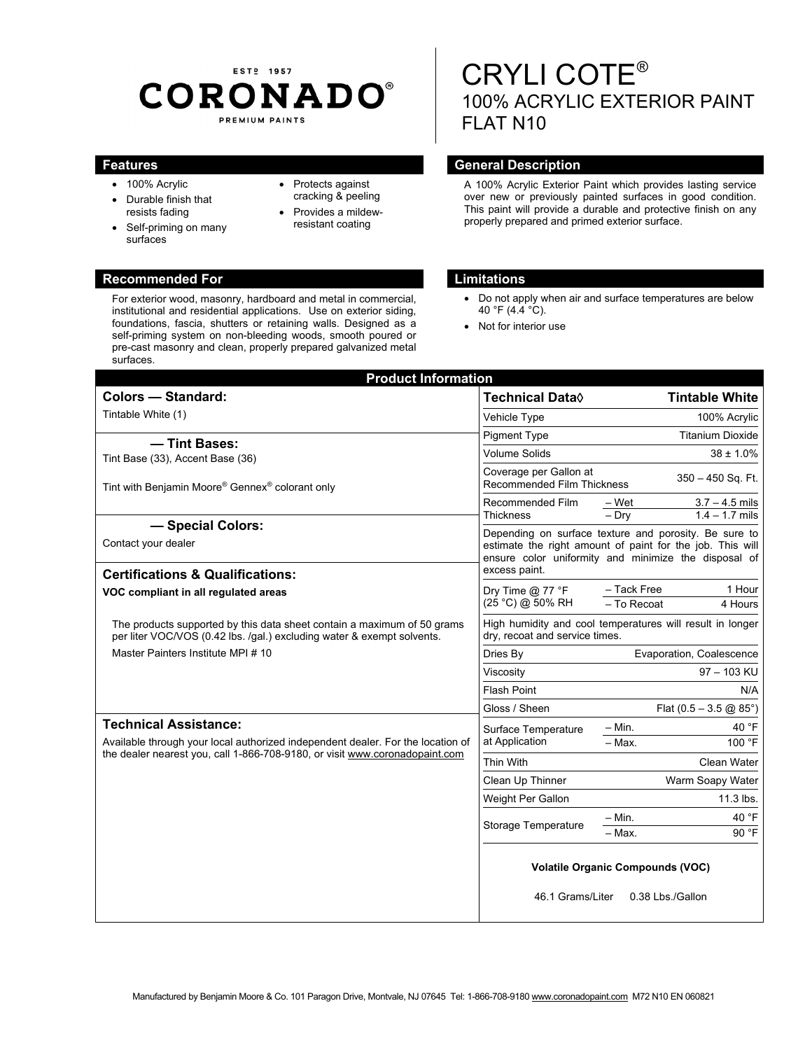ESTº 1957
**CORONADO®**
PREMIUM PAINTS

# CRYLI COTE®
## 100% ACRYLIC EXTERIOR PAINT
## FLAT N10

### Features

- 100% Acrylic
- Durable finish that resists fading
- Self-priming on many surfaces
- Protects against cracking & peeling
- Provides a mildew-resistant coating

### General Description

A 100% Acrylic Exterior Paint which provides lasting service over new or previously painted surfaces in good condition. This paint will provide a durable and protective finish on any properly prepared and primed exterior surface.

### Recommended For

For exterior wood, masonry, hardboard and metal in commercial, institutional and residential applications. Use on exterior siding, foundations, fascia, shutters or retaining walls. Designed as a self-priming system on non-bleeding woods, smooth poured or pre-cast masonry and clean, properly prepared galvanized metal surfaces.

### Limitations

- Do not apply when air and surface temperatures are below 40 °F (4.4 °C).
- Not for interior use

### Product Information

**Colors — Standard:**

Tintable White (1)

**— Tint Bases:**

Tint Base (33), Accent Base (36)

Tint with Benjamin Moore® Gennex® colorant only

**— Special Colors:**

Contact your dealer

**Certifications & Qualifications:**

**VOC compliant in all regulated areas**

The products supported by this data sheet contain a maximum of 50 grams per liter VOC/VOS (0.42 lbs. /gal.) excluding water & exempt solvents.

Master Painters Institute MPI # 10

**Technical Assistance:**

Available through your local authorized independent dealer. For the location of the dealer nearest you, call 1-866-708-9180, or visit www.coronadopaint.com

| Technical Data◊ | | Tintable White |
|---|---|---|
| Vehicle Type | | 100% Acrylic |
| Pigment Type | | Titanium Dioxide |
| Volume Solids | | 38 ± 1.0% |
| Coverage per Gallon at Recommended Film Thickness | | 350 – 450 Sq. Ft. |
| Recommended Film Thickness | – Wet | 3.7 – 4.5 mils |
| | – Dry | 1.4 – 1.7 mils |
| Depending on surface texture and porosity. Be sure to estimate the right amount of paint for the job. This will ensure color uniformity and minimize the disposal of excess paint. | | |
| Dry Time @ 77 °F (25 °C) @ 50% RH | – Tack Free | 1 Hour |
| | – To Recoat | 4 Hours |
| High humidity and cool temperatures will result in longer dry, recoat and service times. | | |
| Dries By | | Evaporation, Coalescence |
| Viscosity | | 97 – 103 KU |
| Flash Point | | N/A |
| Gloss / Sheen | | Flat (0.5 – 3.5 @ 85°) |
| Surface Temperature at Application | – Min. | 40 °F |
| | – Max. | 100 °F |
| Thin With | | Clean Water |
| Clean Up Thinner | | Warm Soapy Water |
| Weight Per Gallon | | 11.3 lbs. |
| Storage Temperature | – Min. | 40 °F |
| | – Max. | 90 °F |

**Volatile Organic Compounds (VOC)**

46.1 Grams/Liter 0.38 Lbs./Gallon

Manufactured by Benjamin Moore & Co. 101 Paragon Drive, Montvale, NJ 07645 Tel: 1-866-708-9180 www.coronadopaint.com M72 N10 EN 060821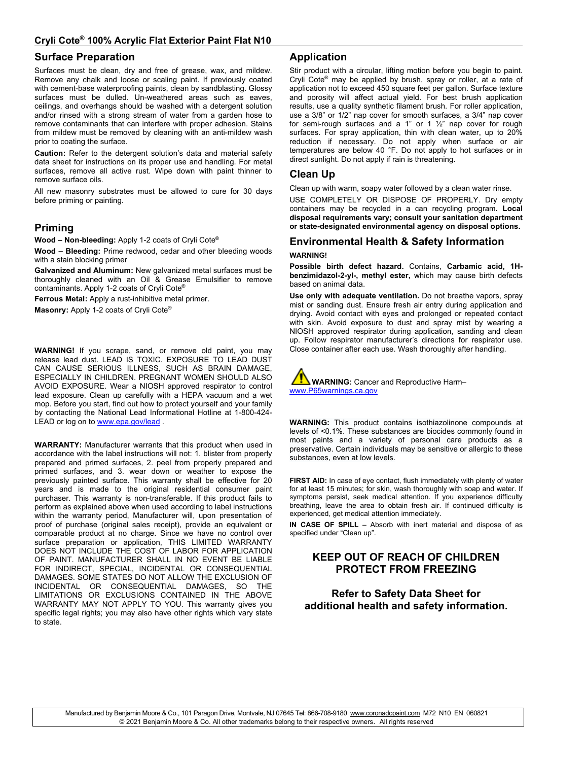# Cryli Cote® 100% Acrylic Flat Exterior Paint Flat N10

## Surface Preparation

Surfaces must be clean, dry and free of grease, wax, and mildew. Remove any chalk and loose or scaling paint. If previously coated with cement-base waterproofing paints, clean by sandblasting. Glossy surfaces must be dulled. Un-weathered areas such as eaves, ceilings, and overhangs should be washed with a detergent solution and/or rinsed with a strong stream of water from a garden hose to remove contaminants that can interfere with proper adhesion. Stains from mildew must be removed by cleaning with an anti-mildew wash prior to coating the surface.

**Caution:** Refer to the detergent solution's data and material safety data sheet for instructions on its proper use and handling. For metal surfaces, remove all active rust. Wipe down with paint thinner to remove surface oils.

All new masonry substrates must be allowed to cure for 30 days before priming or painting.

## Priming

**Wood – Non-bleeding:** Apply 1-2 coats of Cryli Cote®

**Wood – Bleeding:** Prime redwood, cedar and other bleeding woods with a stain blocking primer

**Galvanized and Aluminum:** New galvanized metal surfaces must be thoroughly cleaned with an Oil & Grease Emulsifier to remove contaminants. Apply 1-2 coats of Cryli Cote®

**Ferrous Metal:** Apply a rust-inhibitive metal primer.

**Masonry:** Apply 1-2 coats of Cryli Cote®

**WARNING!** If you scrape, sand, or remove old paint, you may release lead dust. LEAD IS TOXIC. EXPOSURE TO LEAD DUST CAN CAUSE SERIOUS ILLNESS, SUCH AS BRAIN DAMAGE, ESPECIALLY IN CHILDREN. PREGNANT WOMEN SHOULD ALSO AVOID EXPOSURE. Wear a NIOSH approved respirator to control lead exposure. Clean up carefully with a HEPA vacuum and a wet mop. Before you start, find out how to protect yourself and your family by contacting the National Lead Informational Hotline at 1-800-424-LEAD or log on to www.epa.gov/lead .

**WARRANTY:** Manufacturer warrants that this product when used in accordance with the label instructions will not: 1. blister from properly prepared and primed surfaces, 2. peel from properly prepared and primed surfaces, and 3. wear down or weather to expose the previously painted surface. This warranty shall be effective for 20 years and is made to the original residential consumer paint purchaser. This warranty is non-transferable. If this product fails to perform as explained above when used according to label instructions within the warranty period, Manufacturer will, upon presentation of proof of purchase (original sales receipt), provide an equivalent or comparable product at no charge. Since we have no control over surface preparation or application, THIS LIMITED WARRANTY DOES NOT INCLUDE THE COST OF LABOR FOR APPLICATION OF PAINT. MANUFACTURER SHALL IN NO EVENT BE LIABLE FOR INDIRECT, SPECIAL, INCIDENTAL OR CONSEQUENTIAL DAMAGES. SOME STATES DO NOT ALLOW THE EXCLUSION OF INCIDENTAL OR CONSEQUENTIAL DAMAGES, SO THE LIMITATIONS OR EXCLUSIONS CONTAINED IN THE ABOVE WARRANTY MAY NOT APPLY TO YOU. This warranty gives you specific legal rights; you may also have other rights which vary state to state.

## Application

Stir product with a circular, lifting motion before you begin to paint. Cryli Cote® may be applied by brush, spray or roller, at a rate of application not to exceed 450 square feet per gallon. Surface texture and porosity will affect actual yield. For best brush application results, use a quality synthetic filament brush. For roller application, use a 3/8" or 1/2" nap cover for smooth surfaces, a 3/4" nap cover for semi-rough surfaces and a 1" or 1 ½" nap cover for rough surfaces. For spray application, thin with clean water, up to 20% reduction if necessary. Do not apply when surface or air temperatures are below 40 °F. Do not apply to hot surfaces or in direct sunlight. Do not apply if rain is threatening.

## Clean Up

Clean up with warm, soapy water followed by a clean water rinse.

USE COMPLETELY OR DISPOSE OF PROPERLY. Dry empty containers may be recycled in a can recycling program. **Local disposal requirements vary; consult your sanitation department or state-designated environmental agency on disposal options.**

## Environmental Health & Safety Information

**WARNING!**

**Possible birth defect hazard.** Contains, **Carbamic acid, 1H-benzimidazol-2-yl-, methyl ester,** which may cause birth defects based on animal data.

**Use only with adequate ventilation.** Do not breathe vapors, spray mist or sanding dust. Ensure fresh air entry during application and drying. Avoid contact with eyes and prolonged or repeated contact with skin. Avoid exposure to dust and spray mist by wearing a NIOSH approved respirator during application, sanding and clean up. Follow respirator manufacturer's directions for respirator use. Close container after each use. Wash thoroughly after handling.

**WARNING:** Cancer and Reproductive Harm– www.P65warnings.ca.gov

**WARNING:** This product contains isothiazolinone compounds at levels of <0.1%. These substances are biocides commonly found in most paints and a variety of personal care products as a preservative. Certain individuals may be sensitive or allergic to these substances, even at low levels.

**FIRST AID:** In case of eye contact, flush immediately with plenty of water for at least 15 minutes; for skin, wash thoroughly with soap and water. If symptoms persist, seek medical attention. If you experience difficulty breathing, leave the area to obtain fresh air. If continued difficulty is experienced, get medical attention immediately.

**IN CASE OF SPILL** – Absorb with inert material and dispose of as specified under "Clean up".

**KEEP OUT OF REACH OF CHILDREN**
**PROTECT FROM FREEZING**

**Refer to Safety Data Sheet for additional health and safety information.**

Manufactured by Benjamin Moore & Co., 101 Paragon Drive, Montvale, NJ 07645 Tel: 866-708-9180 www.coronadopaint.com M72 N10 EN 060821
© 2021 Benjamin Moore & Co. All other trademarks belong to their respective owners. All rights reserved